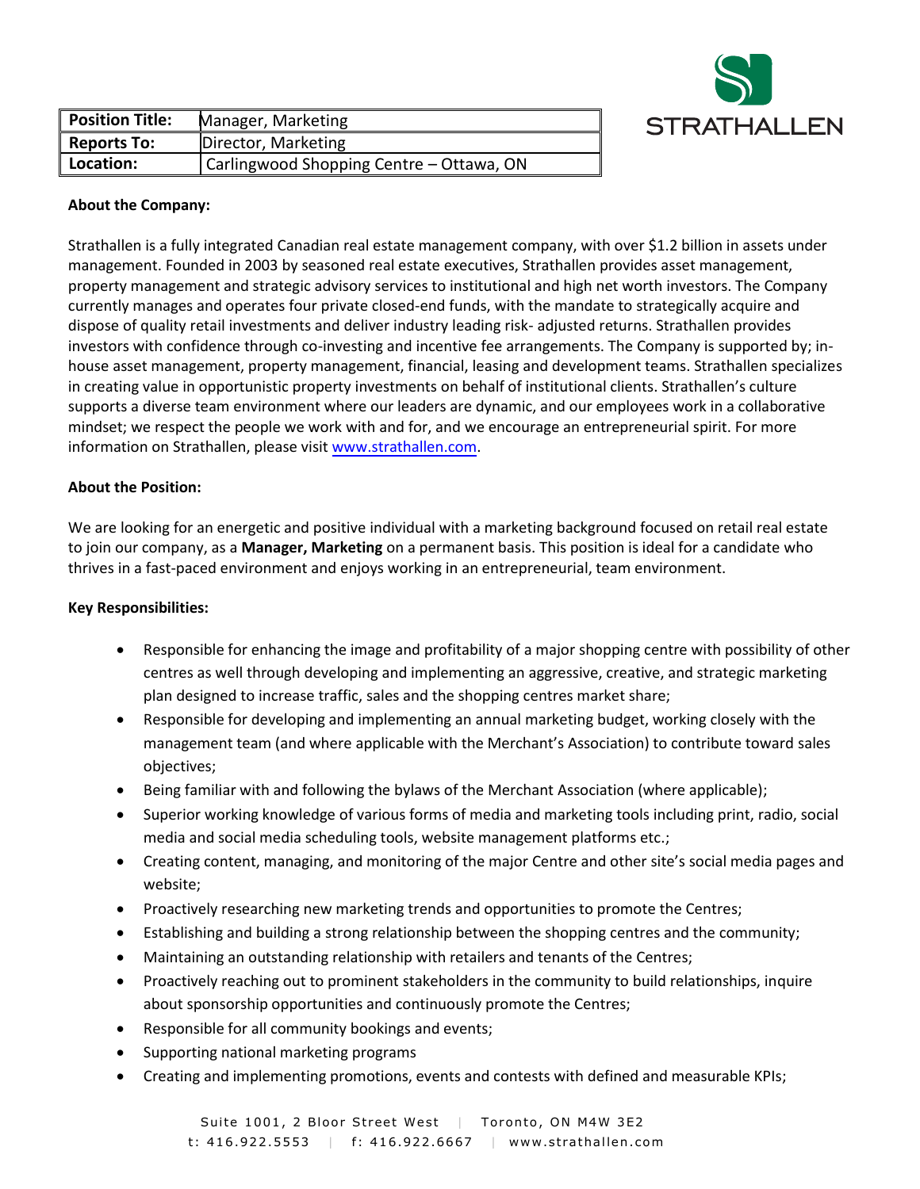| Position Title: | Manager, Marketing |
|---|---|
| Reports To: | Director, Marketing |
| Location: | Carlingwood Shopping Centre – Ottawa, ON |

STRATHALLEN

**About the Company:**

Strathallen is a fully integrated Canadian real estate management company, with over $1.2 billion in assets under management. Founded in 2003 by seasoned real estate executives, Strathallen provides asset management, property management and strategic advisory services to institutional and high net worth investors. The Company currently manages and operates four private closed-end funds, with the mandate to strategically acquire and dispose of quality retail investments and deliver industry leading risk- adjusted returns. Strathallen provides investors with confidence through co-investing and incentive fee arrangements. The Company is supported by; in-house asset management, property management, financial, leasing and development teams. Strathallen specializes in creating value in opportunistic property investments on behalf of institutional clients. Strathallen's culture supports a diverse team environment where our leaders are dynamic, and our employees work in a collaborative mindset; we respect the people we work with and for, and we encourage an entrepreneurial spirit. For more information on Strathallen, please visit www.strathallen.com.

**About the Position:**

We are looking for an energetic and positive individual with a marketing background focused on retail real estate to join our company, as a **Manager, Marketing** on a permanent basis. This position is ideal for a candidate who thrives in a fast-paced environment and enjoys working in an entrepreneurial, team environment.

**Key Responsibilities:**

- Responsible for enhancing the image and profitability of a major shopping centre with possibility of other centres as well through developing and implementing an aggressive, creative, and strategic marketing plan designed to increase traffic, sales and the shopping centres market share;
- Responsible for developing and implementing an annual marketing budget, working closely with the management team (and where applicable with the Merchant's Association) to contribute toward sales objectives;
- Being familiar with and following the bylaws of the Merchant Association (where applicable);
- Superior working knowledge of various forms of media and marketing tools including print, radio, social media and social media scheduling tools, website management platforms etc.;
- Creating content, managing, and monitoring of the major Centre and other site's social media pages and website;
- Proactively researching new marketing trends and opportunities to promote the Centres;
- Establishing and building a strong relationship between the shopping centres and the community;
- Maintaining an outstanding relationship with retailers and tenants of the Centres;
- Proactively reaching out to prominent stakeholders in the community to build relationships, inquire about sponsorship opportunities and continuously promote the Centres;
- Responsible for all community bookings and events;
- Supporting national marketing programs
- Creating and implementing promotions, events and contests with defined and measurable KPIs;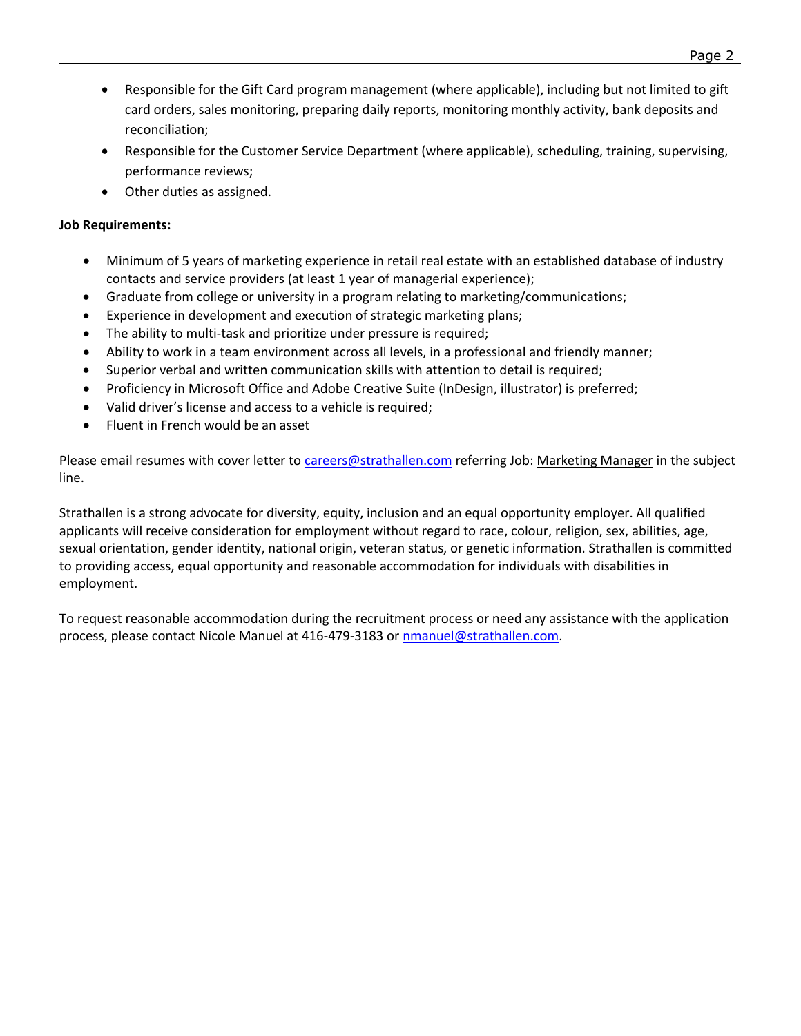- Responsible for the Gift Card program management (where applicable), including but not limited to gift card orders, sales monitoring, preparing daily reports, monitoring monthly activity, bank deposits and reconciliation;
- Responsible for the Customer Service Department (where applicable), scheduling, training, supervising, performance reviews;
- Other duties as assigned.

**Job Requirements:**

- Minimum of 5 years of marketing experience in retail real estate with an established database of industry contacts and service providers (at least 1 year of managerial experience);
- Graduate from college or university in a program relating to marketing/communications;
- Experience in development and execution of strategic marketing plans;
- The ability to multi-task and prioritize under pressure is required;
- Ability to work in a team environment across all levels, in a professional and friendly manner;
- Superior verbal and written communication skills with attention to detail is required;
- Proficiency in Microsoft Office and Adobe Creative Suite (InDesign, illustrator) is preferred;
- Valid driver's license and access to a vehicle is required;
- Fluent in French would be an asset

Please email resumes with cover letter to careers@strathallen.com referring Job: Marketing Manager in the subject line.

Strathallen is a strong advocate for diversity, equity, inclusion and an equal opportunity employer. All qualified applicants will receive consideration for employment without regard to race, colour, religion, sex, abilities, age, sexual orientation, gender identity, national origin, veteran status, or genetic information. Strathallen is committed to providing access, equal opportunity and reasonable accommodation for individuals with disabilities in employment.

To request reasonable accommodation during the recruitment process or need any assistance with the application process, please contact Nicole Manuel at 416-479-3183 or nmanuel@strathallen.com.